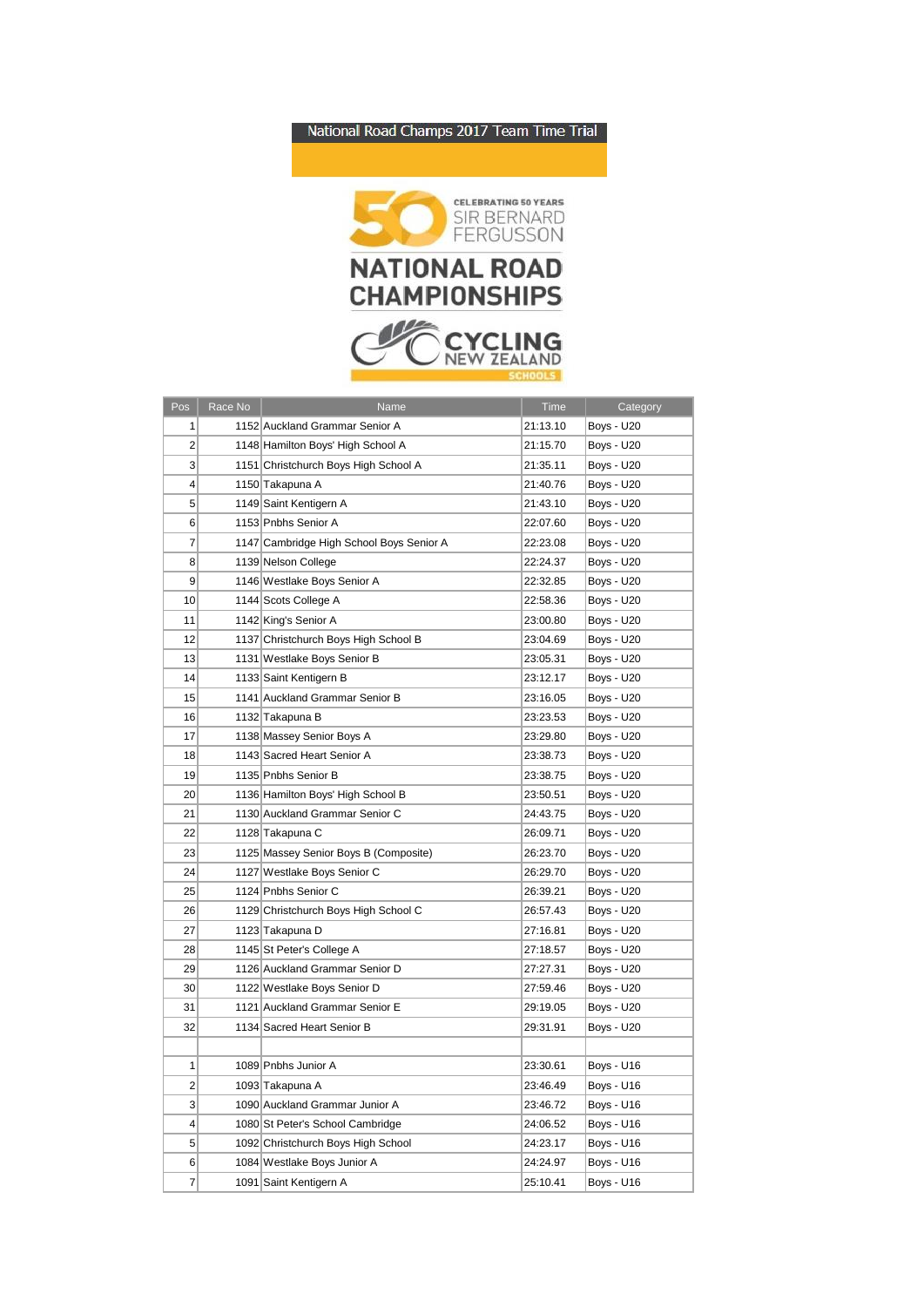# National Road Champs 2017 Team Time Trial

CELEBRATING 50 YEARS SIR BERNARD FERGUSSON

NATIONAL ROAD CHAMPIONSHIPS

CYCLING NEW ZEALAND SCHOOLS

| Pos | Race No | Name | Time | Category |
|---|---|---|---|---|
| 1 | 1152 | Auckland Grammar Senior A | 21:13.10 | Boys - U20 |
| 2 | 1148 | Hamilton Boys' High School A | 21:15.70 | Boys - U20 |
| 3 | 1151 | Christchurch Boys High School A | 21:35.11 | Boys - U20 |
| 4 | 1150 | Takapuna A | 21:40.76 | Boys - U20 |
| 5 | 1149 | Saint Kentigern A | 21:43.10 | Boys - U20 |
| 6 | 1153 | Pnbhs Senior A | 22:07.60 | Boys - U20 |
| 7 | 1147 | Cambridge High School Boys Senior A | 22:23.08 | Boys - U20 |
| 8 | 1139 | Nelson College | 22:24.37 | Boys - U20 |
| 9 | 1146 | Westlake Boys Senior A | 22:32.85 | Boys - U20 |
| 10 | 1144 | Scots College A | 22:58.36 | Boys - U20 |
| 11 | 1142 | King's Senior A | 23:00.80 | Boys - U20 |
| 12 | 1137 | Christchurch Boys High School B | 23:04.69 | Boys - U20 |
| 13 | 1131 | Westlake Boys Senior B | 23:05.31 | Boys - U20 |
| 14 | 1133 | Saint Kentigern B | 23:12.17 | Boys - U20 |
| 15 | 1141 | Auckland Grammar Senior B | 23:16.05 | Boys - U20 |
| 16 | 1132 | Takapuna B | 23:23.53 | Boys - U20 |
| 17 | 1138 | Massey Senior Boys A | 23:29.80 | Boys - U20 |
| 18 | 1143 | Sacred Heart Senior A | 23:38.73 | Boys - U20 |
| 19 | 1135 | Pnbhs Senior B | 23:38.75 | Boys - U20 |
| 20 | 1136 | Hamilton Boys' High School B | 23:50.51 | Boys - U20 |
| 21 | 1130 | Auckland Grammar Senior C | 24:43.75 | Boys - U20 |
| 22 | 1128 | Takapuna C | 26:09.71 | Boys - U20 |
| 23 | 1125 | Massey Senior Boys B (Composite) | 26:23.70 | Boys - U20 |
| 24 | 1127 | Westlake Boys Senior C | 26:29.70 | Boys - U20 |
| 25 | 1124 | Pnbhs Senior C | 26:39.21 | Boys - U20 |
| 26 | 1129 | Christchurch Boys High School C | 26:57.43 | Boys - U20 |
| 27 | 1123 | Takapuna D | 27:16.81 | Boys - U20 |
| 28 | 1145 | St Peter's College A | 27:18.57 | Boys - U20 |
| 29 | 1126 | Auckland Grammar Senior D | 27:27.31 | Boys - U20 |
| 30 | 1122 | Westlake Boys Senior D | 27:59.46 | Boys - U20 |
| 31 | 1121 | Auckland Grammar Senior E | 29:19.05 | Boys - U20 |
| 32 | 1134 | Sacred Heart Senior B | 29:31.91 | Boys - U20 |
| | | | | |
| 1 | 1089 | Pnbhs Junior A | 23:30.61 | Boys - U16 |
| 2 | 1093 | Takapuna A | 23:46.49 | Boys - U16 |
| 3 | 1090 | Auckland Grammar Junior A | 23:46.72 | Boys - U16 |
| 4 | 1080 | St Peter's School Cambridge | 24:06.52 | Boys - U16 |
| 5 | 1092 | Christchurch Boys High School | 24:23.17 | Boys - U16 |
| 6 | 1084 | Westlake Boys Junior A | 24:24.97 | Boys - U16 |
| 7 | 1091 | Saint Kentigern A | 25:10.41 | Boys - U16 |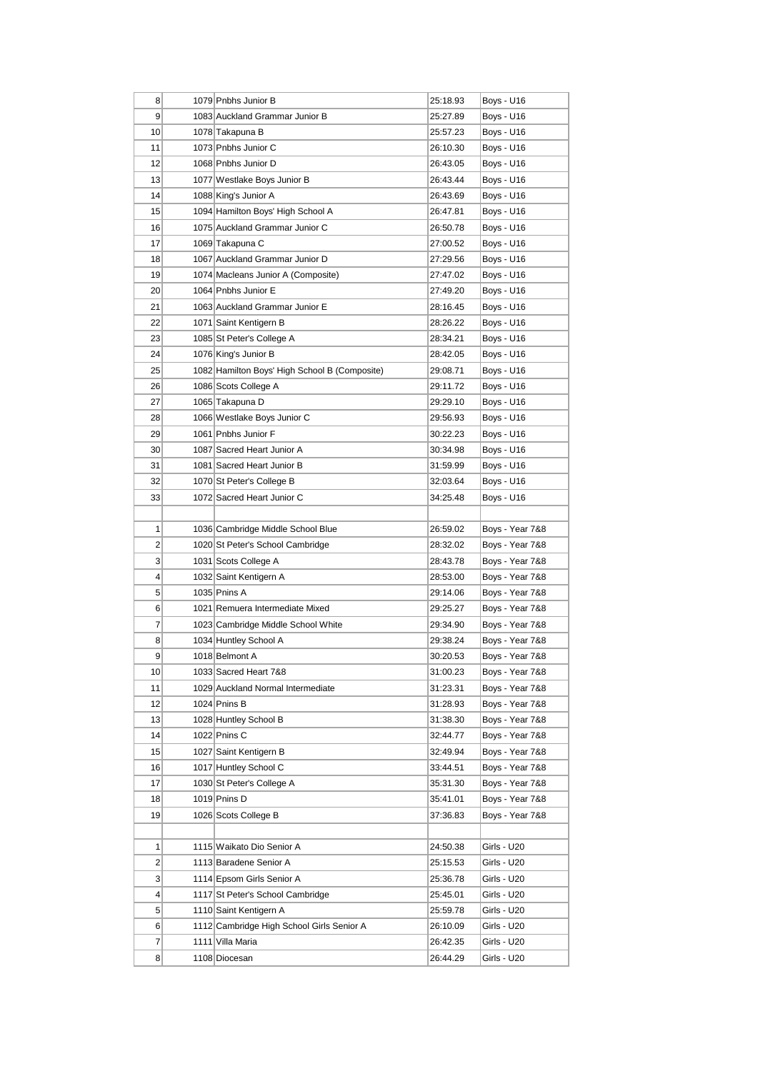| | | | | |
|---|---|---|---|---|
| 8 | 1079 | Pnbhs Junior B | 25:18.93 | Boys - U16 |
| 9 | 1083 | Auckland Grammar Junior B | 25:27.89 | Boys - U16 |
| 10 | 1078 | Takapuna B | 25:57.23 | Boys - U16 |
| 11 | 1073 | Pnbhs Junior C | 26:10.30 | Boys - U16 |
| 12 | 1068 | Pnbhs Junior D | 26:43.05 | Boys - U16 |
| 13 | 1077 | Westlake Boys Junior B | 26:43.44 | Boys - U16 |
| 14 | 1088 | King's Junior A | 26:43.69 | Boys - U16 |
| 15 | 1094 | Hamilton Boys' High School A | 26:47.81 | Boys - U16 |
| 16 | 1075 | Auckland Grammar Junior C | 26:50.78 | Boys - U16 |
| 17 | 1069 | Takapuna C | 27:00.52 | Boys - U16 |
| 18 | 1067 | Auckland Grammar Junior D | 27:29.56 | Boys - U16 |
| 19 | 1074 | Macleans Junior A (Composite) | 27:47.02 | Boys - U16 |
| 20 | 1064 | Pnbhs Junior E | 27:49.20 | Boys - U16 |
| 21 | 1063 | Auckland Grammar Junior E | 28:16.45 | Boys - U16 |
| 22 | 1071 | Saint Kentigern B | 28:26.22 | Boys - U16 |
| 23 | 1085 | St Peter's College A | 28:34.21 | Boys - U16 |
| 24 | 1076 | King's Junior B | 28:42.05 | Boys - U16 |
| 25 | 1082 | Hamilton Boys' High School B (Composite) | 29:08.71 | Boys - U16 |
| 26 | 1086 | Scots College A | 29:11.72 | Boys - U16 |
| 27 | 1065 | Takapuna D | 29:29.10 | Boys - U16 |
| 28 | 1066 | Westlake Boys Junior C | 29:56.93 | Boys - U16 |
| 29 | 1061 | Pnbhs Junior F | 30:22.23 | Boys - U16 |
| 30 | 1087 | Sacred Heart Junior A | 30:34.98 | Boys - U16 |
| 31 | 1081 | Sacred Heart Junior B | 31:59.99 | Boys - U16 |
| 32 | 1070 | St Peter's College B | 32:03.64 | Boys - U16 |
| 33 | 1072 | Sacred Heart Junior C | 34:25.48 | Boys - U16 |
| | | | | |
| 1 | 1036 | Cambridge Middle School Blue | 26:59.02 | Boys - Year 7&8 |
| 2 | 1020 | St Peter's School Cambridge | 28:32.02 | Boys - Year 7&8 |
| 3 | 1031 | Scots College A | 28:43.78 | Boys - Year 7&8 |
| 4 | 1032 | Saint Kentigern A | 28:53.00 | Boys - Year 7&8 |
| 5 | 1035 | Pnins A | 29:14.06 | Boys - Year 7&8 |
| 6 | 1021 | Remuera Intermediate Mixed | 29:25.27 | Boys - Year 7&8 |
| 7 | 1023 | Cambridge Middle School White | 29:34.90 | Boys - Year 7&8 |
| 8 | 1034 | Huntley School A | 29:38.24 | Boys - Year 7&8 |
| 9 | 1018 | Belmont A | 30:20.53 | Boys - Year 7&8 |
| 10 | 1033 | Sacred Heart 7&8 | 31:00.23 | Boys - Year 7&8 |
| 11 | 1029 | Auckland Normal Intermediate | 31:23.31 | Boys - Year 7&8 |
| 12 | 1024 | Pnins B | 31:28.93 | Boys - Year 7&8 |
| 13 | 1028 | Huntley School B | 31:38.30 | Boys - Year 7&8 |
| 14 | 1022 | Pnins C | 32:44.77 | Boys - Year 7&8 |
| 15 | 1027 | Saint Kentigern B | 32:49.94 | Boys - Year 7&8 |
| 16 | 1017 | Huntley School C | 33:44.51 | Boys - Year 7&8 |
| 17 | 1030 | St Peter's College A | 35:31.30 | Boys - Year 7&8 |
| 18 | 1019 | Pnins D | 35:41.01 | Boys - Year 7&8 |
| 19 | 1026 | Scots College B | 37:36.83 | Boys - Year 7&8 |
| | | | | |
| 1 | 1115 | Waikato Dio Senior A | 24:50.38 | Girls - U20 |
| 2 | 1113 | Baradene Senior A | 25:15.53 | Girls - U20 |
| 3 | 1114 | Epsom Girls Senior A | 25:36.78 | Girls - U20 |
| 4 | 1117 | St Peter's School Cambridge | 25:45.01 | Girls - U20 |
| 5 | 1110 | Saint Kentigern A | 25:59.78 | Girls - U20 |
| 6 | 1112 | Cambridge High School Girls Senior A | 26:10.09 | Girls - U20 |
| 7 | 1111 | Villa Maria | 26:42.35 | Girls - U20 |
| 8 | 1108 | Diocesan | 26:44.29 | Girls - U20 |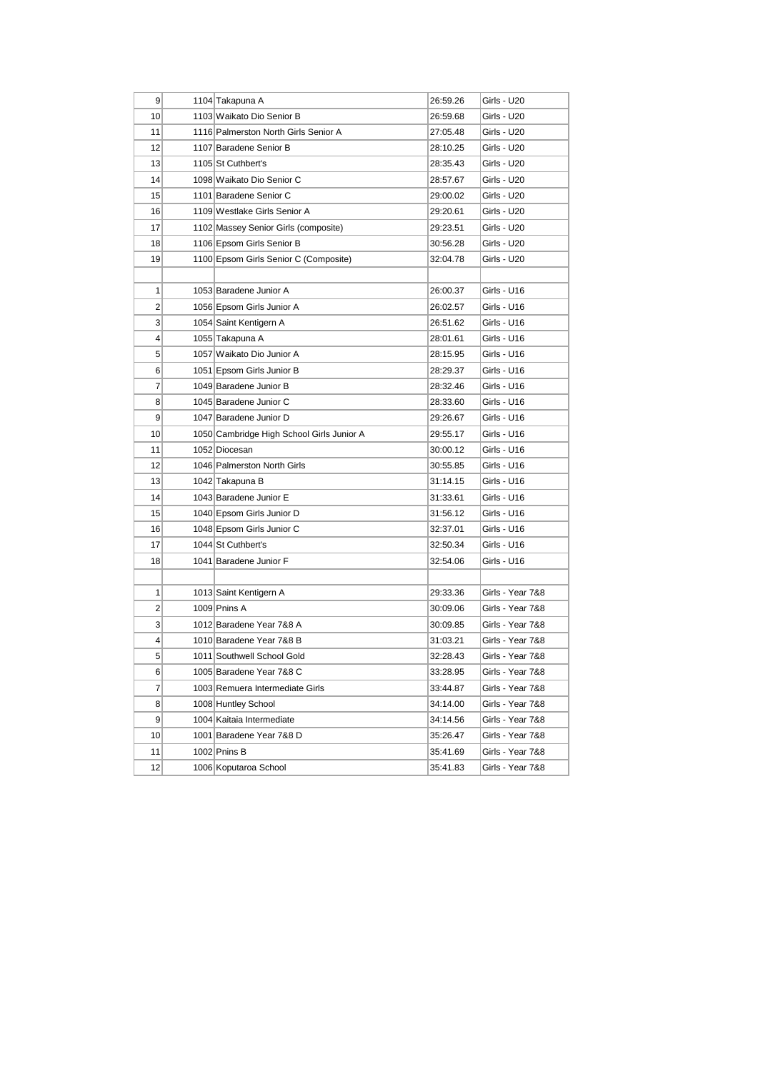| | | | | |
|---|---|---|---|---|
| 9 | 1104 | Takapuna A | 26:59.26 | Girls - U20 |
| 10 | 1103 | Waikato Dio Senior B | 26:59.68 | Girls - U20 |
| 11 | 1116 | Palmerston North Girls Senior A | 27:05.48 | Girls - U20 |
| 12 | 1107 | Baradene Senior B | 28:10.25 | Girls - U20 |
| 13 | 1105 | St Cuthbert's | 28:35.43 | Girls - U20 |
| 14 | 1098 | Waikato Dio Senior C | 28:57.67 | Girls - U20 |
| 15 | 1101 | Baradene Senior C | 29:00.02 | Girls - U20 |
| 16 | 1109 | Westlake Girls Senior A | 29:20.61 | Girls - U20 |
| 17 | 1102 | Massey Senior Girls (composite) | 29:23.51 | Girls - U20 |
| 18 | 1106 | Epsom Girls Senior B | 30:56.28 | Girls - U20 |
| 19 | 1100 | Epsom Girls Senior C (Composite) | 32:04.78 | Girls - U20 |
| | | | | |
| 1 | 1053 | Baradene Junior A | 26:00.37 | Girls - U16 |
| 2 | 1056 | Epsom Girls Junior A | 26:02.57 | Girls - U16 |
| 3 | 1054 | Saint Kentigern A | 26:51.62 | Girls - U16 |
| 4 | 1055 | Takapuna A | 28:01.61 | Girls - U16 |
| 5 | 1057 | Waikato Dio Junior A | 28:15.95 | Girls - U16 |
| 6 | 1051 | Epsom Girls Junior B | 28:29.37 | Girls - U16 |
| 7 | 1049 | Baradene Junior B | 28:32.46 | Girls - U16 |
| 8 | 1045 | Baradene Junior C | 28:33.60 | Girls - U16 |
| 9 | 1047 | Baradene Junior D | 29:26.67 | Girls - U16 |
| 10 | 1050 | Cambridge High School Girls Junior A | 29:55.17 | Girls - U16 |
| 11 | 1052 | Diocesan | 30:00.12 | Girls - U16 |
| 12 | 1046 | Palmerston North Girls | 30:55.85 | Girls - U16 |
| 13 | 1042 | Takapuna B | 31:14.15 | Girls - U16 |
| 14 | 1043 | Baradene Junior E | 31:33.61 | Girls - U16 |
| 15 | 1040 | Epsom Girls Junior D | 31:56.12 | Girls - U16 |
| 16 | 1048 | Epsom Girls Junior C | 32:37.01 | Girls - U16 |
| 17 | 1044 | St Cuthbert's | 32:50.34 | Girls - U16 |
| 18 | 1041 | Baradene Junior F | 32:54.06 | Girls - U16 |
| | | | | |
| 1 | 1013 | Saint Kentigern A | 29:33.36 | Girls - Year 7&8 |
| 2 | 1009 | Pnins A | 30:09.06 | Girls - Year 7&8 |
| 3 | 1012 | Baradene Year 7&8 A | 30:09.85 | Girls - Year 7&8 |
| 4 | 1010 | Baradene Year 7&8 B | 31:03.21 | Girls - Year 7&8 |
| 5 | 1011 | Southwell School Gold | 32:28.43 | Girls - Year 7&8 |
| 6 | 1005 | Baradene Year 7&8 C | 33:28.95 | Girls - Year 7&8 |
| 7 | 1003 | Remuera Intermediate Girls | 33:44.87 | Girls - Year 7&8 |
| 8 | 1008 | Huntley School | 34:14.00 | Girls - Year 7&8 |
| 9 | 1004 | Kaitaia Intermediate | 34:14.56 | Girls - Year 7&8 |
| 10 | 1001 | Baradene Year 7&8 D | 35:26.47 | Girls - Year 7&8 |
| 11 | 1002 | Pnins B | 35:41.69 | Girls - Year 7&8 |
| 12 | 1006 | Koputaroa School | 35:41.83 | Girls - Year 7&8 |